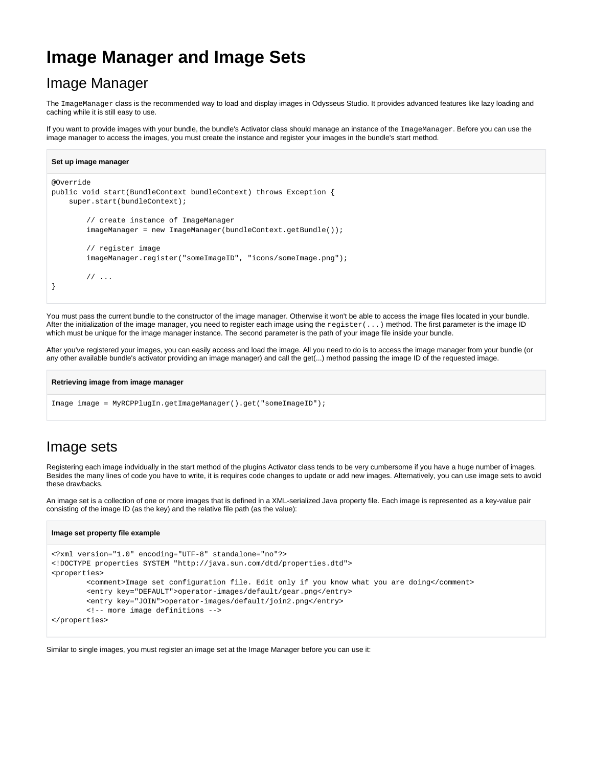# Image Manager and Image Sets

## Image Manager

The `ImageManager` class is the recommended way to load and display images in Odysseus Studio. It provides advanced features like lazy loading and caching while it is still easy to use.

If you want to provide images with your bundle, the bundle's Activator class should manage an instance of the `ImageManager`. Before you can use the image manager to access the images, you must create the instance and register your images in the bundle's start method.

**Set up image manager**

```
@Override
public void start(BundleContext bundleContext) throws Exception {
    super.start(bundleContext);

        // create instance of ImageManager
        imageManager = new ImageManager(bundleContext.getBundle());

        // register image
        imageManager.register("someImageID", "icons/someImage.png");

        // ...
}
```

You must pass the current bundle to the constructor of the image manager. Otherwise it won't be able to access the image files located in your bundle. After the initialization of the image manager, you need to register each image using the `register(...)` method. The first parameter is the image ID which must be unique for the image manager instance. The second parameter is the path of your image file inside your bundle.

After you've registered your images, you can easily access and load the image. All you need to do is to access the image manager from your bundle (or any other available bundle's activator providing an image manager) and call the get(...) method passing the image ID of the requested image.

**Retrieving image from image manager**

```
Image image = MyRCPPlugIn.getImageManager().get("someImageID");
```

## Image sets

Registering each image indvidually in the start method of the plugins Activator class tends to be very cumbersome if you have a huge number of images. Besides the many lines of code you have to write, it is requires code changes to update or add new images. Alternatively, you can use image sets to avoid these drawbacks.

An image set is a collection of one or more images that is defined in a XML-serialized Java property file. Each image is represented as a key-value pair consisting of the image ID (as the key) and the relative file path (as the value):

**Image set property file example**

```
<?xml version="1.0" encoding="UTF-8" standalone="no"?>
<!DOCTYPE properties SYSTEM "http://java.sun.com/dtd/properties.dtd">
<properties>
        <comment>Image set configuration file. Edit only if you know what you are doing</comment>
        <entry key="DEFAULT">operator-images/default/gear.png</entry>
        <entry key="JOIN">operator-images/default/join2.png</entry>
        <!-- more image definitions -->
</properties>
```

Similar to single images, you must register an image set at the Image Manager before you can use it: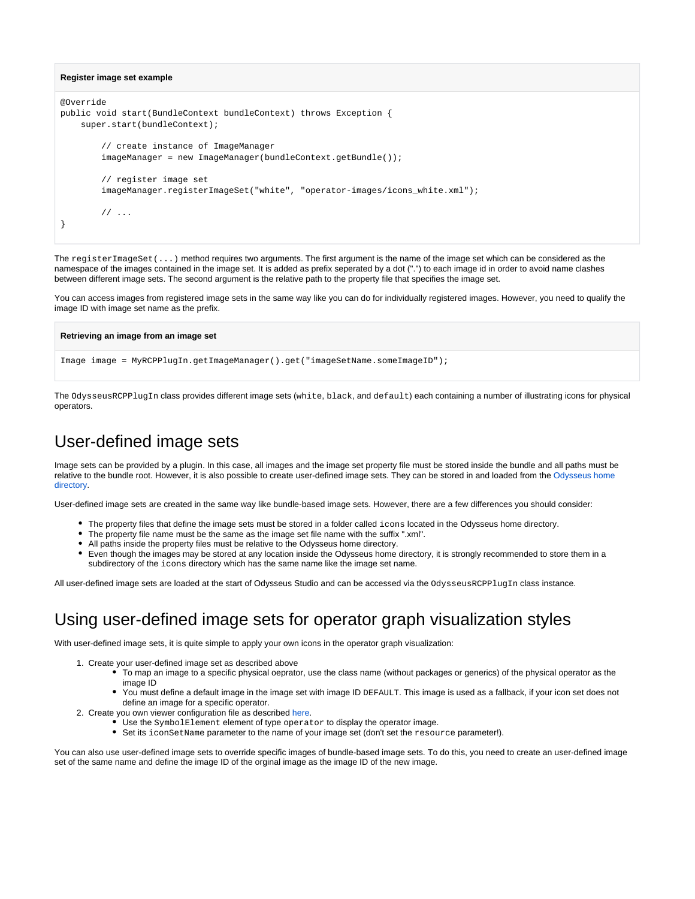**Register image set example**

```
@Override
public void start(BundleContext bundleContext) throws Exception {
    super.start(bundleContext);

        // create instance of ImageManager
        imageManager = new ImageManager(bundleContext.getBundle());

        // register image set
        imageManager.registerImageSet("white", "operator-images/icons_white.xml");

        // ...
}
```

The `registerImageSet(...)` method requires two arguments. The first argument is the name of the image set which can be considered as the namespace of the images contained in the image set. It is added as prefix seperated by a dot (".") to each image id in order to avoid name clashes between different image sets. The second argument is the relative path to the property file that specifies the image set.

You can access images from registered image sets in the same way like you can do for individually registered images. However, you need to qualify the image ID with image set name as the prefix.

**Retrieving an image from an image set**

```
Image image = MyRCPPlugIn.getImageManager().get("imageSetName.someImageID");
```

The `OdysseusRCPPlugIn` class provides different image sets (`white`, `black`, and `default`) each containing a number of illustrating icons for physical operators.

# User-defined image sets

Image sets can be provided by a plugin. In this case, all images and the image set property file must be stored inside the bundle and all paths must be relative to the bundle root. However, it is also possible to create user-defined image sets. They can be stored in and loaded from the Odysseus home directory.

User-defined image sets are created in the same way like bundle-based image sets. However, there are a few differences you should consider:

- The property files that define the image sets must be stored in a folder called `icons` located in the Odysseus home directory.
- The property file name must be the same as the image set file name with the suffix ".xml".
- All paths inside the property files must be relative to the Odysseus home directory.
- Even though the images may be stored at any location inside the Odysseus home directory, it is strongly recommended to store them in a subdirectory of the `icons` directory which has the same name like the image set name.

All user-defined image sets are loaded at the start of Odysseus Studio and can be accessed via the `OdysseusRCPPlugIn` class instance.

# Using user-defined image sets for operator graph visualization styles

With user-defined image sets, it is quite simple to apply your own icons in the operator graph visualization:

1. Create your user-defined image set as described above
    - To map an image to a specific physical oeprator, use the class name (without packages or generics) of the physical operator as the image ID
    - You must define a default image in the image set with image ID `DEFAULT`. This image is used as a fallback, if your icon set does not define an image for a specific operator.
2. Create you own viewer configuration file as described here.
    - Use the `SymbolElement` element of type `operator` to display the operator image.
    - Set its `iconSetName` parameter to the name of your image set (don't set the `resource` parameter!).

You can also use user-defined image sets to override specific images of bundle-based image sets. To do this, you need to create an user-defined image set of the same name and define the image ID of the orginal image as the image ID of the new image.